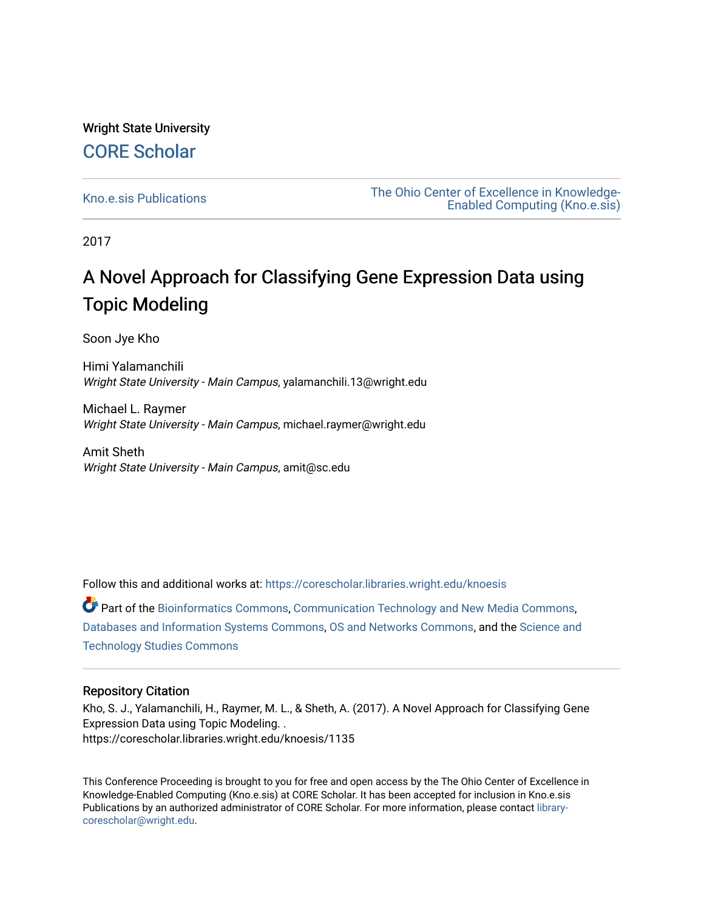Wright State University

CORE Scholar

Kno.e.sis Publications

The Ohio Center of Excellence in Knowledge-Enabled Computing (Kno.e.sis)

2017

# A Novel Approach for Classifying Gene Expression Data using Topic Modeling

Soon Jye Kho

Himi Yalamanchili  
*Wright State University - Main Campus*, yalamanchili.13@wright.edu

Michael L. Raymer  
*Wright State University - Main Campus*, michael.raymer@wright.edu

Amit Sheth  
*Wright State University - Main Campus*, amit@sc.edu

Follow this and additional works at: https://corescholar.libraries.wright.edu/knoesis

Part of the Bioinformatics Commons, Communication Technology and New Media Commons, Databases and Information Systems Commons, OS and Networks Commons, and the Science and Technology Studies Commons

## Repository Citation

Kho, S. J., Yalamanchili, H., Raymer, M. L., & Sheth, A. (2017). A Novel Approach for Classifying Gene Expression Data using Topic Modeling. .  
https://corescholar.libraries.wright.edu/knoesis/1135

This Conference Proceeding is brought to you for free and open access by the The Ohio Center of Excellence in Knowledge-Enabled Computing (Kno.e.sis) at CORE Scholar. It has been accepted for inclusion in Kno.e.sis Publications by an authorized administrator of CORE Scholar. For more information, please contact library-corescholar@wright.edu.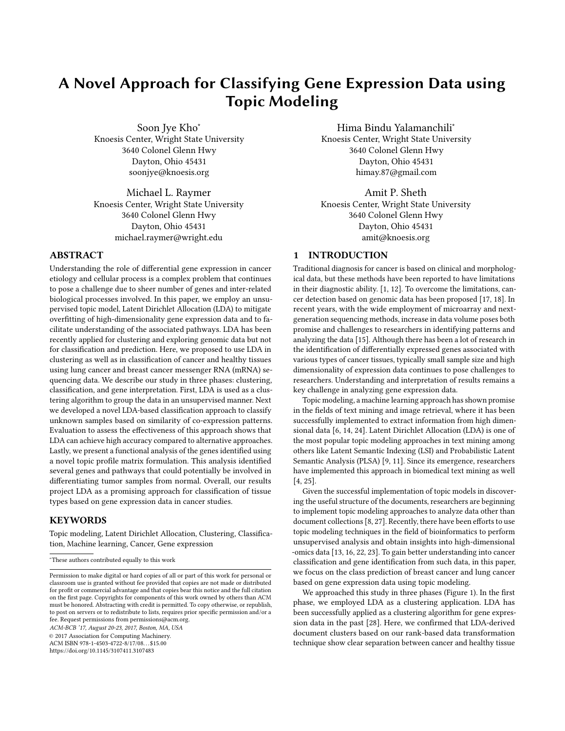# A Novel Approach for Classifying Gene Expression Data using Topic Modeling

Soon Jye Kho*
Knoesis Center, Wright State University
3640 Colonel Glenn Hwy
Dayton, Ohio 45431
soonjye@knoesis.org

Hima Bindu Yalamanchili*
Knoesis Center, Wright State University
3640 Colonel Glenn Hwy
Dayton, Ohio 45431
himay.87@gmail.com

Michael L. Raymer
Knoesis Center, Wright State University
3640 Colonel Glenn Hwy
Dayton, Ohio 45431
michael.raymer@wright.edu

Amit P. Sheth
Knoesis Center, Wright State University
3640 Colonel Glenn Hwy
Dayton, Ohio 45431
amit@knoesis.org

## ABSTRACT

Understanding the role of differential gene expression in cancer etiology and cellular process is a complex problem that continues to pose a challenge due to sheer number of genes and inter-related biological processes involved. In this paper, we employ an unsupervised topic model, Latent Dirichlet Allocation (LDA) to mitigate overfitting of high-dimensionality gene expression data and to facilitate understanding of the associated pathways. LDA has been recently applied for clustering and exploring genomic data but not for classification and prediction. Here, we proposed to use LDA in clustering as well as in classification of cancer and healthy tissues using lung cancer and breast cancer messenger RNA (mRNA) sequencing data. We describe our study in three phases: clustering, classification, and gene interpretation. First, LDA is used as a clustering algorithm to group the data in an unsupervised manner. Next we developed a novel LDA-based classification approach to classify unknown samples based on similarity of co-expression patterns. Evaluation to assess the effectiveness of this approach shows that LDA can achieve high accuracy compared to alternative approaches. Lastly, we present a functional analysis of the genes identified using a novel topic profile matrix formulation. This analysis identified several genes and pathways that could potentially be involved in differentiating tumor samples from normal. Overall, our results project LDA as a promising approach for classification of tissue types based on gene expression data in cancer studies.

## KEYWORDS

Topic modeling, Latent Dirichlet Allocation, Clustering, Classification, Machine learning, Cancer, Gene expression

*These authors contributed equally to this work

Permission to make digital or hard copies of all or part of this work for personal or classroom use is granted without fee provided that copies are not made or distributed for profit or commercial advantage and that copies bear this notice and the full citation on the first page. Copyrights for components of this work owned by others than ACM must be honored. Abstracting with credit is permitted. To copy otherwise, or republish, to post on servers or to redistribute to lists, requires prior specific permission and/or a fee. Request permissions from permissions@acm.org.
*ACM-BCB '17, August 20-23, 2017, Boston, MA, USA*
© 2017 Association for Computing Machinery.
ACM ISBN 978-1-4503-4722-8/17/08...$15.00
https://doi.org/10.1145/3107411.3107483

## 1 INTRODUCTION

Traditional diagnosis for cancer is based on clinical and morphological data, but these methods have been reported to have limitations in their diagnostic ability. [1, 12]. To overcome the limitations, cancer detection based on genomic data has been proposed [17, 18]. In recent years, with the wide employment of microarray and next-generation sequencing methods, increase in data volume poses both promise and challenges to researchers in identifying patterns and analyzing the data [15]. Although there has been a lot of research in the identification of differentially expressed genes associated with various types of cancer tissues, typically small sample size and high dimensionality of expression data continues to pose challenges to researchers. Understanding and interpretation of results remains a key challenge in analyzing gene expression data.

Topic modeling, a machine learning approach has shown promise in the fields of text mining and image retrieval, where it has been successfully implemented to extract information from high dimensional data [6, 14, 24]. Latent Dirichlet Allocation (LDA) is one of the most popular topic modeling approaches in text mining among others like Latent Semantic Indexing (LSI) and Probabilistic Latent Semantic Analysis (PLSA) [9, 11]. Since its emergence, researchers have implemented this approach in biomedical text mining as well [4, 25].

Given the successful implementation of topic models in discovering the useful structure of the documents, researchers are beginning to implement topic modeling approaches to analyze data other than document collections [8, 27]. Recently, there have been efforts to use topic modeling techniques in the field of bioinformatics to perform unsupervised analysis and obtain insights into high-dimensional -omics data [13, 16, 22, 23]. To gain better understanding into cancer classification and gene identification from such data, in this paper, we focus on the class prediction of breast cancer and lung cancer based on gene expression data using topic modeling.

We approached this study in three phases (Figure 1). In the first phase, we employed LDA as a clustering application. LDA has been successfully applied as a clustering algorithm for gene expression data in the past [28]. Here, we confirmed that LDA-derived document clusters based on our rank-based data transformation technique show clear separation between cancer and healthy tissue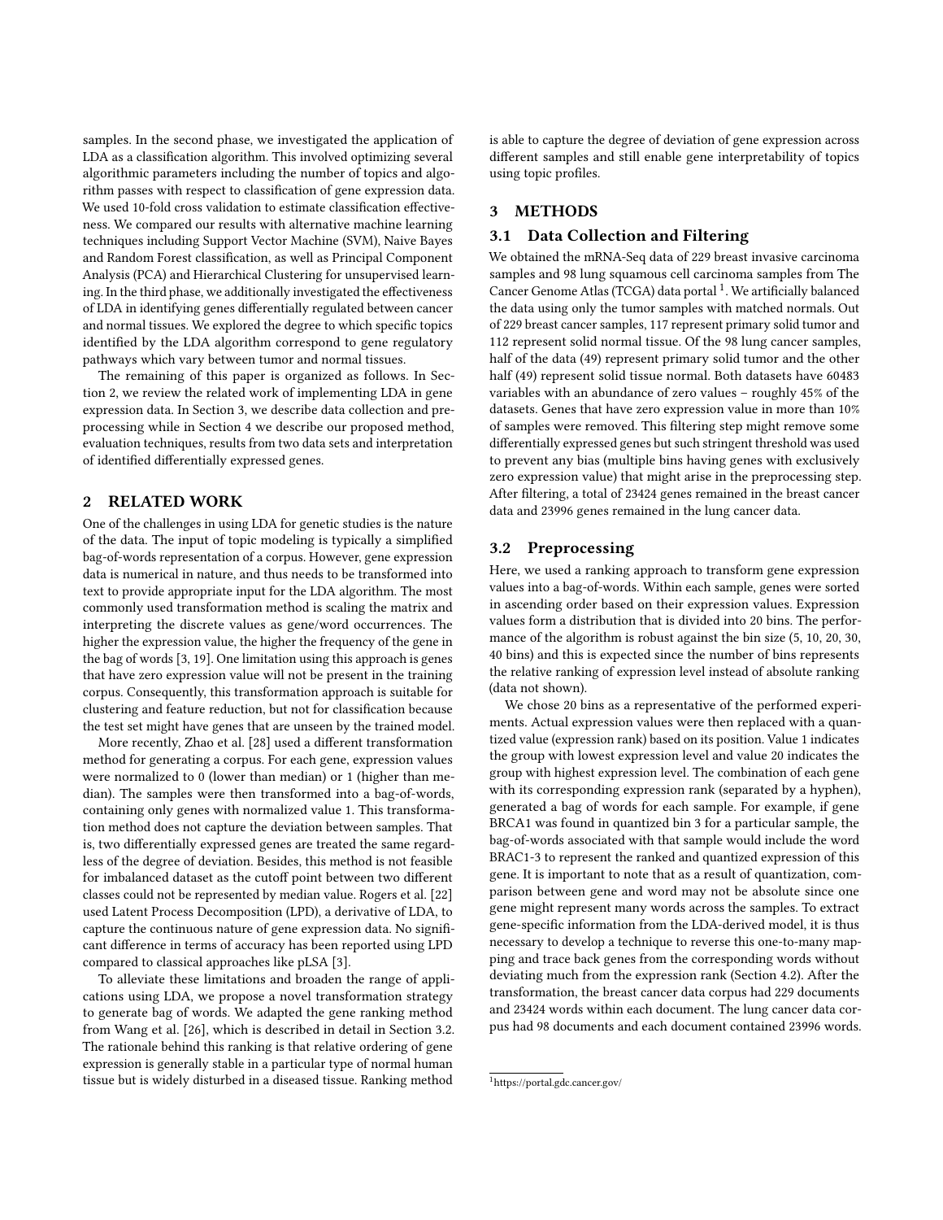samples. In the second phase, we investigated the application of LDA as a classification algorithm. This involved optimizing several algorithmic parameters including the number of topics and algorithm passes with respect to classification of gene expression data. We used 10-fold cross validation to estimate classification effectiveness. We compared our results with alternative machine learning techniques including Support Vector Machine (SVM), Naive Bayes and Random Forest classification, as well as Principal Component Analysis (PCA) and Hierarchical Clustering for unsupervised learning. In the third phase, we additionally investigated the effectiveness of LDA in identifying genes differentially regulated between cancer and normal tissues. We explored the degree to which specific topics identified by the LDA algorithm correspond to gene regulatory pathways which vary between tumor and normal tissues.

The remaining of this paper is organized as follows. In Section 2, we review the related work of implementing LDA in gene expression data. In Section 3, we describe data collection and preprocessing while in Section 4 we describe our proposed method, evaluation techniques, results from two data sets and interpretation of identified differentially expressed genes.

## 2 RELATED WORK

One of the challenges in using LDA for genetic studies is the nature of the data. The input of topic modeling is typically a simplified bag-of-words representation of a corpus. However, gene expression data is numerical in nature, and thus needs to be transformed into text to provide appropriate input for the LDA algorithm. The most commonly used transformation method is scaling the matrix and interpreting the discrete values as gene/word occurrences. The higher the expression value, the higher the frequency of the gene in the bag of words [3, 19]. One limitation using this approach is genes that have zero expression value will not be present in the training corpus. Consequently, this transformation approach is suitable for clustering and feature reduction, but not for classification because the test set might have genes that are unseen by the trained model.

More recently, Zhao et al. [28] used a different transformation method for generating a corpus. For each gene, expression values were normalized to 0 (lower than median) or 1 (higher than median). The samples were then transformed into a bag-of-words, containing only genes with normalized value 1. This transformation method does not capture the deviation between samples. That is, two differentially expressed genes are treated the same regardless of the degree of deviation. Besides, this method is not feasible for imbalanced dataset as the cutoff point between two different classes could not be represented by median value. Rogers et al. [22] used Latent Process Decomposition (LPD), a derivative of LDA, to capture the continuous nature of gene expression data. No significant difference in terms of accuracy has been reported using LPD compared to classical approaches like pLSA [3].

To alleviate these limitations and broaden the range of applications using LDA, we propose a novel transformation strategy to generate bag of words. We adapted the gene ranking method from Wang et al. [26], which is described in detail in Section 3.2. The rationale behind this ranking is that relative ordering of gene expression is generally stable in a particular type of normal human tissue but is widely disturbed in a diseased tissue. Ranking method is able to capture the degree of deviation of gene expression across different samples and still enable gene interpretability of topics using topic profiles.

## 3 METHODS

### 3.1 Data Collection and Filtering

We obtained the mRNA-Seq data of 229 breast invasive carcinoma samples and 98 lung squamous cell carcinoma samples from The Cancer Genome Atlas (TCGA) data portal [1]. We artificially balanced the data using only the tumor samples with matched normals. Out of 229 breast cancer samples, 117 represent primary solid tumor and 112 represent solid normal tissue. Of the 98 lung cancer samples, half of the data (49) represent primary solid tumor and the other half (49) represent solid tissue normal. Both datasets have 60483 variables with an abundance of zero values – roughly 45% of the datasets. Genes that have zero expression value in more than 10% of samples were removed. This filtering step might remove some differentially expressed genes but such stringent threshold was used to prevent any bias (multiple bins having genes with exclusively zero expression value) that might arise in the preprocessing step. After filtering, a total of 23424 genes remained in the breast cancer data and 23996 genes remained in the lung cancer data.

### 3.2 Preprocessing

Here, we used a ranking approach to transform gene expression values into a bag-of-words. Within each sample, genes were sorted in ascending order based on their expression values. Expression values form a distribution that is divided into 20 bins. The performance of the algorithm is robust against the bin size (5, 10, 20, 30, 40 bins) and this is expected since the number of bins represents the relative ranking of expression level instead of absolute ranking (data not shown).

We chose 20 bins as a representative of the performed experiments. Actual expression values were then replaced with a quantized value (expression rank) based on its position. Value 1 indicates the group with lowest expression level and value 20 indicates the group with highest expression level. The combination of each gene with its corresponding expression rank (separated by a hyphen), generated a bag of words for each sample. For example, if gene BRCA1 was found in quantized bin 3 for a particular sample, the bag-of-words associated with that sample would include the word BRAC1-3 to represent the ranked and quantized expression of this gene. It is important to note that as a result of quantization, comparison between gene and word may not be absolute since one gene might represent many words across the samples. To extract gene-specific information from the LDA-derived model, it is thus necessary to develop a technique to reverse this one-to-many mapping and trace back genes from the corresponding words without deviating much from the expression rank (Section 4.2). After the transformation, the breast cancer data corpus had 229 documents and 23424 words within each document. The lung cancer data corpus had 98 documents and each document contained 23996 words.

[1] https://portal.gdc.cancer.gov/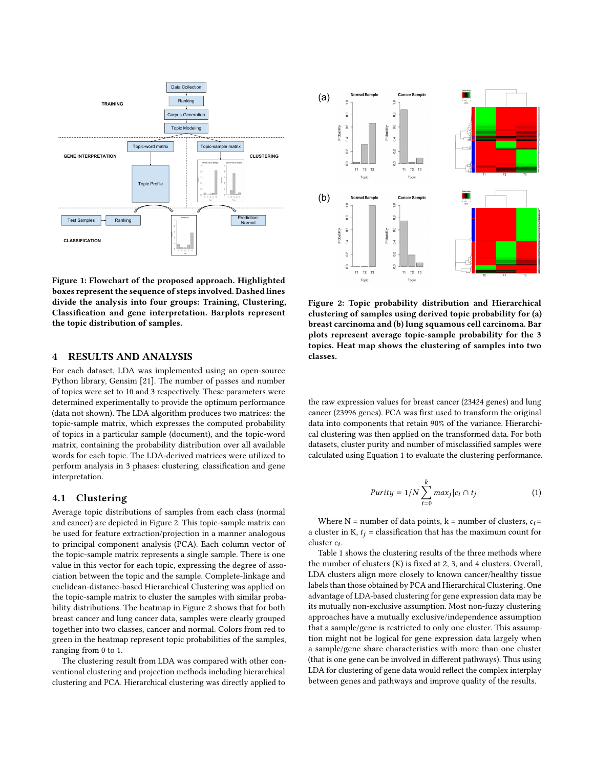Figure 1: Flowchart of the proposed approach. Highlighted boxes represent the sequence of steps involved. Dashed lines divide the analysis into four groups: Training, Clustering, Classification and gene interpretation. Barplots represent the topic distribution of samples.

Figure 2: Topic probability distribution and Hierarchical clustering of samples using derived topic probability for (a) breast carcinoma and (b) lung squamous cell carcinoma. Bar plots represent average topic-sample probability for the 3 topics. Heat map shows the clustering of samples into two classes.

## 4 RESULTS AND ANALYSIS

For each dataset, LDA was implemented using an open-source Python library, Gensim [21]. The number of passes and number of topics were set to 10 and 3 respectively. These parameters were determined experimentally to provide the optimum performance (data not shown). The LDA algorithm produces two matrices: the topic-sample matrix, which expresses the computed probability of topics in a particular sample (document), and the topic-word matrix, containing the probability distribution over all available words for each topic. The LDA-derived matrices were utilized to perform analysis in 3 phases: clustering, classification and gene interpretation.

### 4.1 Clustering

Average topic distributions of samples from each class (normal and cancer) are depicted in Figure 2. This topic-sample matrix can be used for feature extraction/projection in a manner analogous to principal component analysis (PCA). Each column vector of the topic-sample matrix represents a single sample. There is one value in this vector for each topic, expressing the degree of association between the topic and the sample. Complete-linkage and euclidean-distance-based Hierarchical Clustering was applied on the topic-sample matrix to cluster the samples with similar probability distributions. The heatmap in Figure 2 shows that for both breast cancer and lung cancer data, samples were clearly grouped together into two classes, cancer and normal. Colors from red to green in the heatmap represent topic probabilities of the samples, ranging from 0 to 1.

The clustering result from LDA was compared with other conventional clustering and projection methods including hierarchical clustering and PCA. Hierarchical clustering was directly applied to the raw expression values for breast cancer (23424 genes) and lung cancer (23996 genes). PCA was first used to transform the original data into components that retain 90% of the variance. Hierarchical clustering was then applied on the transformed data. For both datasets, cluster purity and number of misclassified samples were calculated using Equation 1 to evaluate the clustering performance.

$$Purity = 1/N \sum_{i=0}^{k} max_j |c_i \cap t_j| \tag{1}$$

Where N = number of data points, k = number of clusters, $c_i$ = a cluster in K, $t_j$ = classification that has the maximum count for cluster $c_i$.

Table 1 shows the clustering results of the three methods where the number of clusters (K) is fixed at 2, 3, and 4 clusters. Overall, LDA clusters align more closely to known cancer/healthy tissue labels than those obtained by PCA and Hierarchical Clustering. One advantage of LDA-based clustering for gene expression data may be its mutually non-exclusive assumption. Most non-fuzzy clustering approaches have a mutually exclusive/independence assumption that a sample/gene is restricted to only one cluster. This assumption might not be logical for gene expression data largely when a sample/gene share characteristics with more than one cluster (that is one gene can be involved in different pathways). Thus using LDA for clustering of gene data would reflect the complex interplay between genes and pathways and improve quality of the results.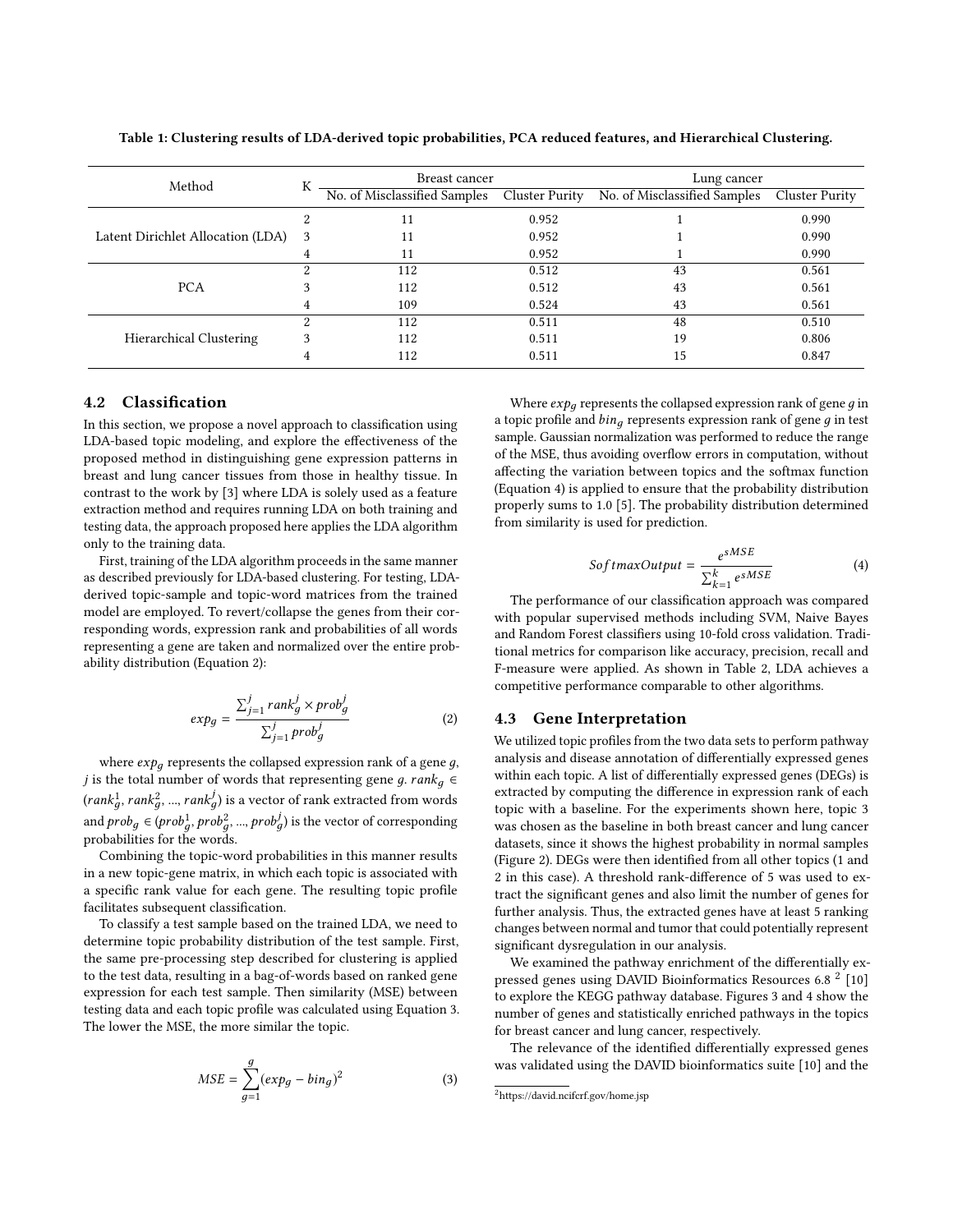**Table 1: Clustering results of LDA-derived topic probabilities, PCA reduced features, and Hierarchical Clustering.**

| Method | K | Breast cancer | | Lung cancer | |
|---|---|---|---|---|---|
| | | No. of Misclassified Samples | Cluster Purity | No. of Misclassified Samples | Cluster Purity |
| Latent Dirichlet Allocation (LDA) | 2 | 11 | 0.952 | 1 | 0.990 |
| | 3 | 11 | 0.952 | 1 | 0.990 |
| | 4 | 11 | 0.952 | 1 | 0.990 |
| PCA | 2 | 112 | 0.512 | 43 | 0.561 |
| | 3 | 112 | 0.512 | 43 | 0.561 |
| | 4 | 109 | 0.524 | 43 | 0.561 |
| Hierarchical Clustering | 2 | 112 | 0.511 | 48 | 0.510 |
| | 3 | 112 | 0.511 | 19 | 0.806 |
| | 4 | 112 | 0.511 | 15 | 0.847 |

## 4.2 Classification

In this section, we propose a novel approach to classification using LDA-based topic modeling, and explore the effectiveness of the proposed method in distinguishing gene expression patterns in breast and lung cancer tissues from those in healthy tissue. In contrast to the work by [3] where LDA is solely used as a feature extraction method and requires running LDA on both training and testing data, the approach proposed here applies the LDA algorithm only to the training data.

First, training of the LDA algorithm proceeds in the same manner as described previously for LDA-based clustering. For testing, LDA-derived topic-sample and topic-word matrices from the trained model are employed. To revert/collapse the genes from their corresponding words, expression rank and probabilities of all words representing a gene are taken and normalized over the entire probability distribution (Equation 2):

$$exp_g = \frac{\sum_{j=1}^{j} rank_g^j \times prob_g^j}{\sum_{j=1}^{j} prob_g^j} \tag{2}$$

where $exp_g$ represents the collapsed expression rank of a gene $g$, $j$ is the total number of words that representing gene $g$. $rank_g \in (rank_g^1, rank_g^2, ..., rank_g^j)$ is a vector of rank extracted from words and $prob_g \in (prob_g^1, prob_g^2, ..., prob_g^j)$ is the vector of corresponding probabilities for the words.

Combining the topic-word probabilities in this manner results in a new topic-gene matrix, in which each topic is associated with a specific rank value for each gene. The resulting topic profile facilitates subsequent classification.

To classify a test sample based on the trained LDA, we need to determine topic probability distribution of the test sample. First, the same pre-processing step described for clustering is applied to the test data, resulting in a bag-of-words based on ranked gene expression for each test sample. Then similarity (MSE) between testing data and each topic profile was calculated using Equation 3. The lower the MSE, the more similar the topic.

$$MSE = \sum_{g=1}^{g} (exp_g - bin_g)^2 \tag{3}$$

Where $exp_g$ represents the collapsed expression rank of gene $g$ in a topic profile and $bin_g$ represents expression rank of gene $g$ in test sample. Gaussian normalization was performed to reduce the range of the MSE, thus avoiding overflow errors in computation, without affecting the variation between topics and the softmax function (Equation 4) is applied to ensure that the probability distribution properly sums to 1.0 [5]. The probability distribution determined from similarity is used for prediction.

$$SoftmaxOutput = \frac{e^{sMSE}}{\sum_{k=1}^{k} e^{sMSE}} \tag{4}$$

The performance of our classification approach was compared with popular supervised methods including SVM, Naive Bayes and Random Forest classifiers using 10-fold cross validation. Traditional metrics for comparison like accuracy, precision, recall and F-measure were applied. As shown in Table 2, LDA achieves a competitive performance comparable to other algorithms.

## 4.3 Gene Interpretation

We utilized topic profiles from the two data sets to perform pathway analysis and disease annotation of differentially expressed genes within each topic. A list of differentially expressed genes (DEGs) is extracted by computing the difference in expression rank of each topic with a baseline. For the experiments shown here, topic 3 was chosen as the baseline in both breast cancer and lung cancer datasets, since it shows the highest probability in normal samples (Figure 2). DEGs were then identified from all other topics (1 and 2 in this case). A threshold rank-difference of 5 was used to extract the significant genes and also limit the number of genes for further analysis. Thus, the extracted genes have at least 5 ranking changes between normal and tumor that could potentially represent significant dysregulation in our analysis.

We examined the pathway enrichment of the differentially expressed genes using DAVID Bioinformatics Resources 6.8 [2] [10] to explore the KEGG pathway database. Figures 3 and 4 show the number of genes and statistically enriched pathways in the topics for breast cancer and lung cancer, respectively.

The relevance of the identified differentially expressed genes was validated using the DAVID bioinformatics suite [10] and the

[2] https://david.ncifcrf.gov/home.jsp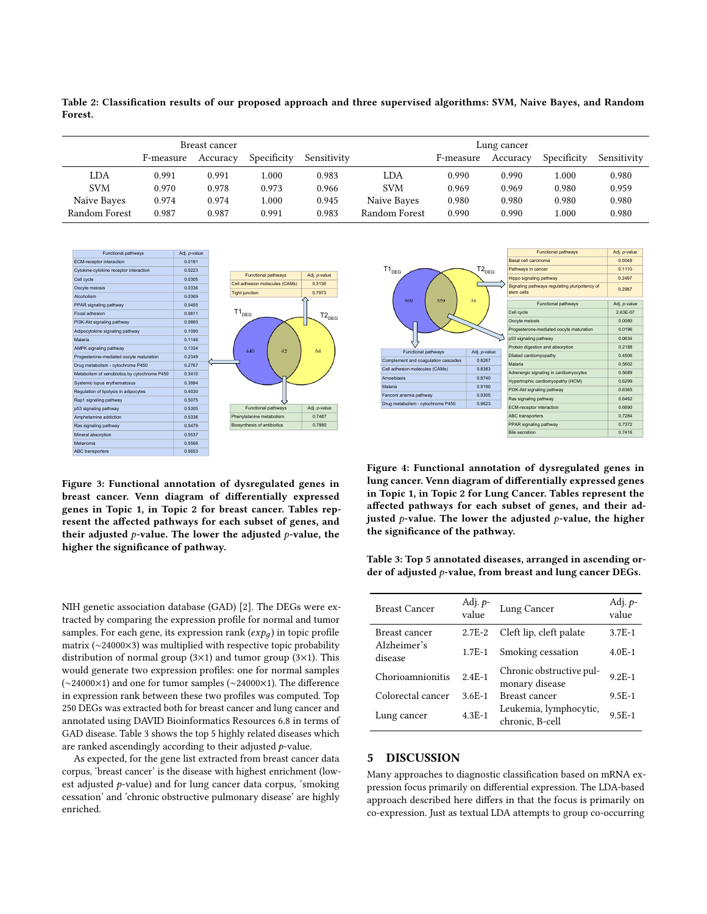Table 2: **Classification results of our proposed approach and three supervised algorithms: SVM, Naive Bayes, and Random Forest.**

| | Breast cancer | | | | | Lung cancer | | | |
|---|---|---|---|---|---|---|---|---|---|
| | F-measure | Accuracy | Specificity | Sensitivity | | F-measure | Accuracy | Specificity | Sensitivity |
| LDA | 0.991 | 0.991 | 1.000 | 0.983 | LDA | 0.990 | 0.990 | 1.000 | 0.980 |
| SVM | 0.970 | 0.978 | 0.973 | 0.966 | SVM | 0.969 | 0.969 | 0.980 | 0.959 |
| Naive Bayes | 0.974 | 0.974 | 1.000 | 0.945 | Naive Bayes | 0.980 | 0.980 | 0.980 | 0.980 |
| Random Forest | 0.987 | 0.987 | 0.991 | 0.983 | Random Forest | 0.990 | 0.990 | 1.000 | 0.980 |

**Figure 3: Functional annotation of dysregulated genes in breast cancer. Venn diagram of differentially expressed genes in Topic 1, in Topic 2 for breast cancer. Tables represent the affected pathways for each subset of genes, and their adjusted $p$-value. The lower the adjusted $p$-value, the higher the significance of pathway.**

**Figure 4: Functional annotation of dysregulated genes in lung cancer. Venn diagram of differentially expressed genes in Topic 1, in Topic 2 for Lung Cancer. Tables represent the affected pathways for each subset of genes, and their adjusted $p$-value. The lower the adjusted $p$-value, the higher the significance of the pathway.**

NIH genetic association database (GAD) [2]. The DEGs were extracted by comparing the expression profile for normal and tumor samples. For each gene, its expression rank ($exp_g$) in topic profile matrix (~24000×3) was multiplied with respective topic probability distribution of normal group (3×1) and tumor group (3×1). This would generate two expression profiles: one for normal samples (~24000×1) and one for tumor samples (~24000×1). The difference in expression rank between these two profiles was computed. Top 250 DEGs was extracted both for breast cancer and lung cancer and annotated using DAVID Bioinformatics Resources 6.8 in terms of GAD disease. Table 3 shows the top 5 highly related diseases which are ranked ascendingly according to their adjusted $p$-value.

As expected, for the gene list extracted from breast cancer data corpus, 'breast cancer' is the disease with highest enrichment (lowest adjusted $p$-value) and for lung cancer data corpus, 'smoking cessation' and 'chronic obstructive pulmonary disease' are highly enriched.

**Table 3: Top 5 annotated diseases, arranged in ascending order of adjusted $p$-value, from breast and lung cancer DEGs.**

| Breast Cancer | Adj. $p$-value | Lung Cancer | Adj. $p$-value |
|---|---|---|---|
| Breast cancer | 2.7E-2 | Cleft lip, cleft palate | 3.7E-1 |
| Alzheimer's disease | 1.7E-1 | Smoking cessation | 4.0E-1 |
| Chorioamnionitis | 2.4E-1 | Chronic obstructive pulmonary disease | 9.2E-1 |
| Colorectal cancer | 3.6E-1 | Breast cancer | 9.5E-1 |
| Lung cancer | 4.3E-1 | Leukemia, lymphocytic, chronic, B-cell | 9.5E-1 |

## 5 DISCUSSION

Many approaches to diagnostic classification based on mRNA expression focus primarily on differential expression. The LDA-based approach described here differs in that the focus is primarily on co-expression. Just as textual LDA attempts to group co-occurring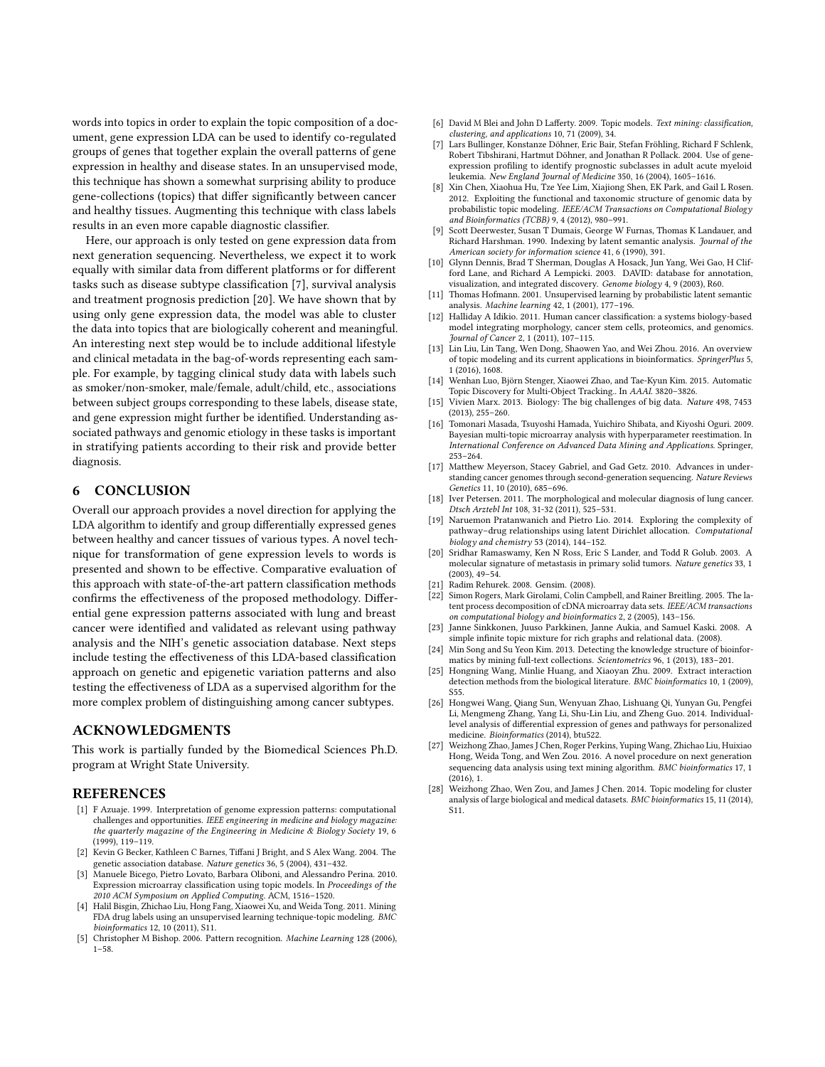words into topics in order to explain the topic composition of a document, gene expression LDA can be used to identify co-regulated groups of genes that together explain the overall patterns of gene expression in healthy and disease states. In an unsupervised mode, this technique has shown a somewhat surprising ability to produce gene-collections (topics) that differ significantly between cancer and healthy tissues. Augmenting this technique with class labels results in an even more capable diagnostic classifier.

Here, our approach is only tested on gene expression data from next generation sequencing. Nevertheless, we expect it to work equally with similar data from different platforms or for different tasks such as disease subtype classification [7], survival analysis and treatment prognosis prediction [20]. We have shown that by using only gene expression data, the model was able to cluster the data into topics that are biologically coherent and meaningful. An interesting next step would be to include additional lifestyle and clinical metadata in the bag-of-words representing each sample. For example, by tagging clinical study data with labels such as smoker/non-smoker, male/female, adult/child, etc., associations between subject groups corresponding to these labels, disease state, and gene expression might further be identified. Understanding associated pathways and genomic etiology in these tasks is important in stratifying patients according to their risk and provide better diagnosis.

## 6 CONCLUSION

Overall our approach provides a novel direction for applying the LDA algorithm to identify and group differentially expressed genes between healthy and cancer tissues of various types. A novel technique for transformation of gene expression levels to words is presented and shown to be effective. Comparative evaluation of this approach with state-of-the-art pattern classification methods confirms the effectiveness of the proposed methodology. Differential gene expression patterns associated with lung and breast cancer were identified and validated as relevant using pathway analysis and the NIH's genetic association database. Next steps include testing the effectiveness of this LDA-based classification approach on genetic and epigenetic variation patterns and also testing the effectiveness of LDA as a supervised algorithm for the more complex problem of distinguishing among cancer subtypes.

## ACKNOWLEDGMENTS

This work is partially funded by the Biomedical Sciences Ph.D. program at Wright State University.

## REFERENCES

[1] F Azuaje. 1999. Interpretation of genome expression patterns: computational challenges and opportunities. *IEEE engineering in medicine and biology magazine: the quarterly magazine of the Engineering in Medicine & Biology Society* 19, 6 (1999), 119–119.

[2] Kevin G Becker, Kathleen C Barnes, Tiffani J Bright, and S Alex Wang. 2004. The genetic association database. *Nature genetics* 36, 5 (2004), 431–432.

[3] Manuele Bicego, Pietro Lovato, Barbara Oliboni, and Alessandro Perina. 2010. Expression microarray classification using topic models. In *Proceedings of the 2010 ACM Symposium on Applied Computing*. ACM, 1516–1520.

[4] Halil Bisgin, Zhichao Liu, Hong Fang, Xiaowei Xu, and Weida Tong. 2011. Mining FDA drug labels using an unsupervised learning technique-topic modeling. *BMC bioinformatics* 12, 10 (2011), S11.

[5] Christopher M Bishop. 2006. Pattern recognition. *Machine Learning* 128 (2006), 1–58.

[6] David M Blei and John D Lafferty. 2009. Topic models. *Text mining: classification, clustering, and applications* 10, 71 (2009), 34.

[7] Lars Bullinger, Konstanze Döhner, Eric Bair, Stefan Fröhling, Richard F Schlenk, Robert Tibshirani, Hartmut Döhner, and Jonathan R Pollack. 2004. Use of gene-expression profiling to identify prognostic subclasses in adult acute myeloid leukemia. *New England Journal of Medicine* 350, 16 (2004), 1605–1616.

[8] Xin Chen, Xiaohua Hu, Tze Yee Lim, Xiajiong Shen, EK Park, and Gail L Rosen. 2012. Exploiting the functional and taxonomic structure of genomic data by probabilistic topic modeling. *IEEE/ACM Transactions on Computational Biology and Bioinformatics (TCBB)* 9, 4 (2012), 980–991.

[9] Scott Deerwester, Susan T Dumais, George W Furnas, Thomas K Landauer, and Richard Harshman. 1990. Indexing by latent semantic analysis. *Journal of the American society for information science* 41, 6 (1990), 391.

[10] Glynn Dennis, Brad T Sherman, Douglas A Hosack, Jun Yang, Wei Gao, H Clifford Lane, and Richard A Lempicki. 2003. DAVID: database for annotation, visualization, and integrated discovery. *Genome biology* 4, 9 (2003), R60.

[11] Thomas Hofmann. 2001. Unsupervised learning by probabilistic latent semantic analysis. *Machine learning* 42, 1 (2001), 177–196.

[12] Halliday A Idikio. 2011. Human cancer classification: a systems biology-based model integrating morphology, cancer stem cells, proteomics, and genomics. *Journal of Cancer* 2, 1 (2011), 107–115.

[13] Lin Liu, Lin Tang, Wen Dong, Shaowen Yao, and Wei Zhou. 2016. An overview of topic modeling and its current applications in bioinformatics. *SpringerPlus* 5, 1 (2016), 1608.

[14] Wenhan Luo, Björn Stenger, Xiaowei Zhao, and Tae-Kyun Kim. 2015. Automatic Topic Discovery for Multi-Object Tracking.. In *AAAI*. 3820–3826.

[15] Vivien Marx. 2013. Biology: The big challenges of big data. *Nature* 498, 7453 (2013), 255–260.

[16] Tomonari Masada, Tsuyoshi Hamada, Yuichiro Shibata, and Kiyoshi Oguri. 2009. Bayesian multi-topic microarray analysis with hyperparameter reestimation. In *International Conference on Advanced Data Mining and Applications*. Springer, 253–264.

[17] Matthew Meyerson, Stacey Gabriel, and Gad Getz. 2010. Advances in understanding cancer genomes through second-generation sequencing. *Nature Reviews Genetics* 11, 10 (2010), 685–696.

[18] Iver Petersen. 2011. The morphological and molecular diagnosis of lung cancer. *Dtsch Arztebl Int* 108, 31-32 (2011), 525–531.

[19] Naruemon Pratanwanich and Pietro Lio. 2014. Exploring the complexity of pathway–drug relationships using latent Dirichlet allocation. *Computational biology and chemistry* 53 (2014), 144–152.

[20] Sridhar Ramaswamy, Ken N Ross, Eric S Lander, and Todd R Golub. 2003. A molecular signature of metastasis in primary solid tumors. *Nature genetics* 33, 1 (2003), 49–54.

[21] Radim Rehurek. 2008. Gensim. (2008).

[22] Simon Rogers, Mark Girolami, Colin Campbell, and Rainer Breitling. 2005. The latent process decomposition of cDNA microarray data sets. *IEEE/ACM transactions on computational biology and bioinformatics* 2, 2 (2005), 143–156.

[23] Janne Sinkkonen, Juuso Parkkinen, Janne Aukia, and Samuel Kaski. 2008. A simple infinite topic mixture for rich graphs and relational data. (2008).

[24] Min Song and Su Yeon Kim. 2013. Detecting the knowledge structure of bioinformatics by mining full-text collections. *Scientometrics* 96, 1 (2013), 183–201.

[25] Hongning Wang, Minlie Huang, and Xiaoyan Zhu. 2009. Extract interaction detection methods from the biological literature. *BMC bioinformatics* 10, 1 (2009), S55.

[26] Hongwei Wang, Qiang Sun, Wenyuan Zhao, Lishuang Qi, Yunyan Gu, Pengfei Li, Mengmeng Zhang, Yang Li, Shu-Lin Liu, and Zheng Guo. 2014. Individual-level analysis of differential expression of genes and pathways for personalized medicine. *Bioinformatics* (2014), btu522.

[27] Weizhong Zhao, James J Chen, Roger Perkins, Yuping Wang, Zhichao Liu, Huixiao Hong, Weida Tong, and Wen Zou. 2016. A novel procedure on next generation sequencing data analysis using text mining algorithm. *BMC bioinformatics* 17, 1 (2016), 1.

[28] Weizhong Zhao, Wen Zou, and James J Chen. 2014. Topic modeling for cluster analysis of large biological and medical datasets. *BMC bioinformatics* 15, 11 (2014), S11.